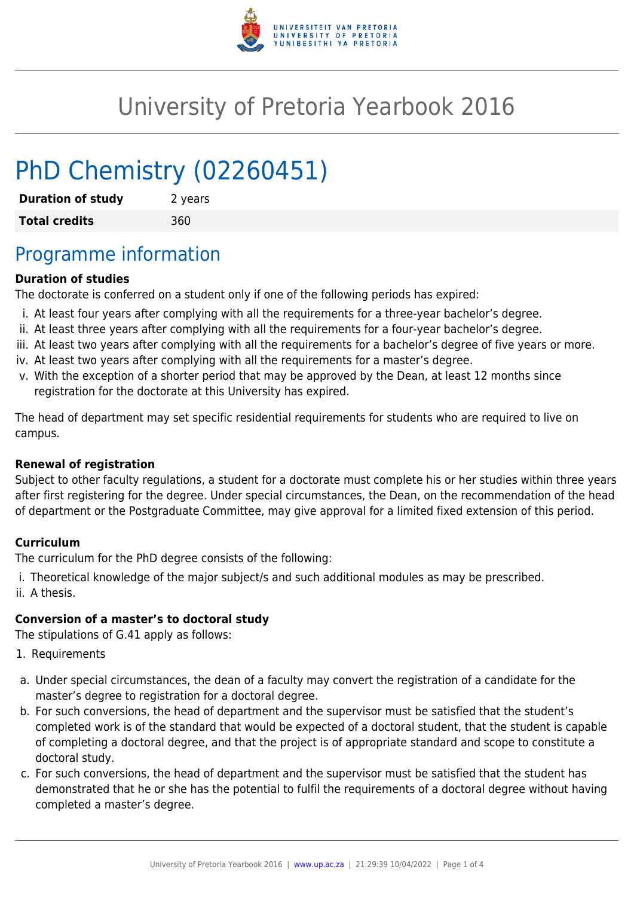# University of Pretoria Yearbook 2016

# PhD Chemistry (02260451)

| **Duration of study** | 2 years |
| --- | --- |
| **Total credits** | 360 |

## Programme information

**Duration of studies**

The doctorate is conferred on a student only if one of the following periods has expired:

i. At least four years after complying with all the requirements for a three-year bachelor's degree.
ii. At least three years after complying with all the requirements for a four-year bachelor's degree.
iii. At least two years after complying with all the requirements for a bachelor's degree of five years or more.
iv. At least two years after complying with all the requirements for a master's degree.
v. With the exception of a shorter period that may be approved by the Dean, at least 12 months since registration for the doctorate at this University has expired.

The head of department may set specific residential requirements for students who are required to live on campus.

**Renewal of registration**

Subject to other faculty regulations, a student for a doctorate must complete his or her studies within three years after first registering for the degree. Under special circumstances, the Dean, on the recommendation of the head of department or the Postgraduate Committee, may give approval for a limited fixed extension of this period.

**Curriculum**

The curriculum for the PhD degree consists of the following:

i. Theoretical knowledge of the major subject/s and such additional modules as may be prescribed.
ii. A thesis.

**Conversion of a master's to doctoral study**

The stipulations of G.41 apply as follows:

1. Requirements

a. Under special circumstances, the dean of a faculty may convert the registration of a candidate for the master's degree to registration for a doctoral degree.
b. For such conversions, the head of department and the supervisor must be satisfied that the student's completed work is of the standard that would be expected of a doctoral student, that the student is capable of completing a doctoral degree, and that the project is of appropriate standard and scope to constitute a doctoral study.
c. For such conversions, the head of department and the supervisor must be satisfied that the student has demonstrated that he or she has the potential to fulfil the requirements of a doctoral degree without having completed a master's degree.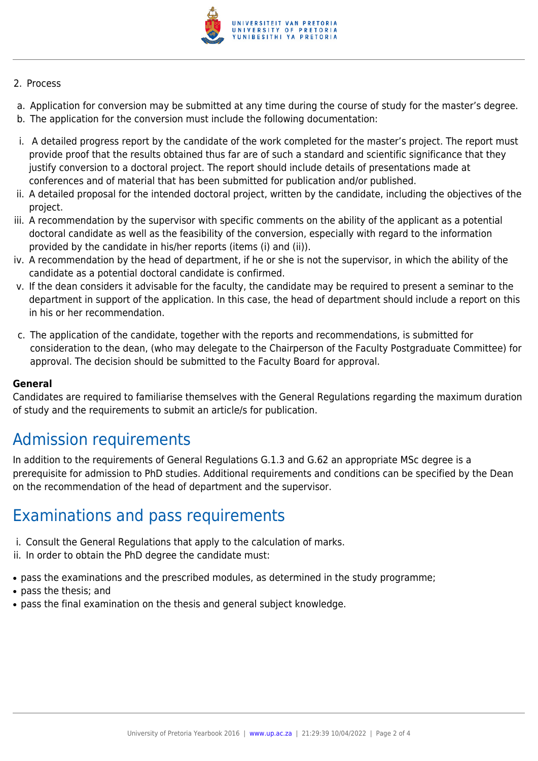2. Process

a. Application for conversion may be submitted at any time during the course of study for the master's degree.
b. The application for the conversion must include the following documentation:

i. A detailed progress report by the candidate of the work completed for the master's project. The report must provide proof that the results obtained thus far are of such a standard and scientific significance that they justify conversion to a doctoral project. The report should include details of presentations made at conferences and of material that has been submitted for publication and/or published.
ii. A detailed proposal for the intended doctoral project, written by the candidate, including the objectives of the project.
iii. A recommendation by the supervisor with specific comments on the ability of the applicant as a potential doctoral candidate as well as the feasibility of the conversion, especially with regard to the information provided by the candidate in his/her reports (items (i) and (ii)).
iv. A recommendation by the head of department, if he or she is not the supervisor, in which the ability of the candidate as a potential doctoral candidate is confirmed.
v. If the dean considers it advisable for the faculty, the candidate may be required to present a seminar to the department in support of the application. In this case, the head of department should include a report on this in his or her recommendation.

c. The application of the candidate, together with the reports and recommendations, is submitted for consideration to the dean, (who may delegate to the Chairperson of the Faculty Postgraduate Committee) for approval. The decision should be submitted to the Faculty Board for approval.

**General**
Candidates are required to familiarise themselves with the General Regulations regarding the maximum duration of study and the requirements to submit an article/s for publication.

## Admission requirements

In addition to the requirements of General Regulations G.1.3 and G.62 an appropriate MSc degree is a prerequisite for admission to PhD studies. Additional requirements and conditions can be specified by the Dean on the recommendation of the head of department and the supervisor.

## Examinations and pass requirements

i. Consult the General Regulations that apply to the calculation of marks.
ii. In order to obtain the PhD degree the candidate must:

- pass the examinations and the prescribed modules, as determined in the study programme;
- pass the thesis; and
- pass the final examination on the thesis and general subject knowledge.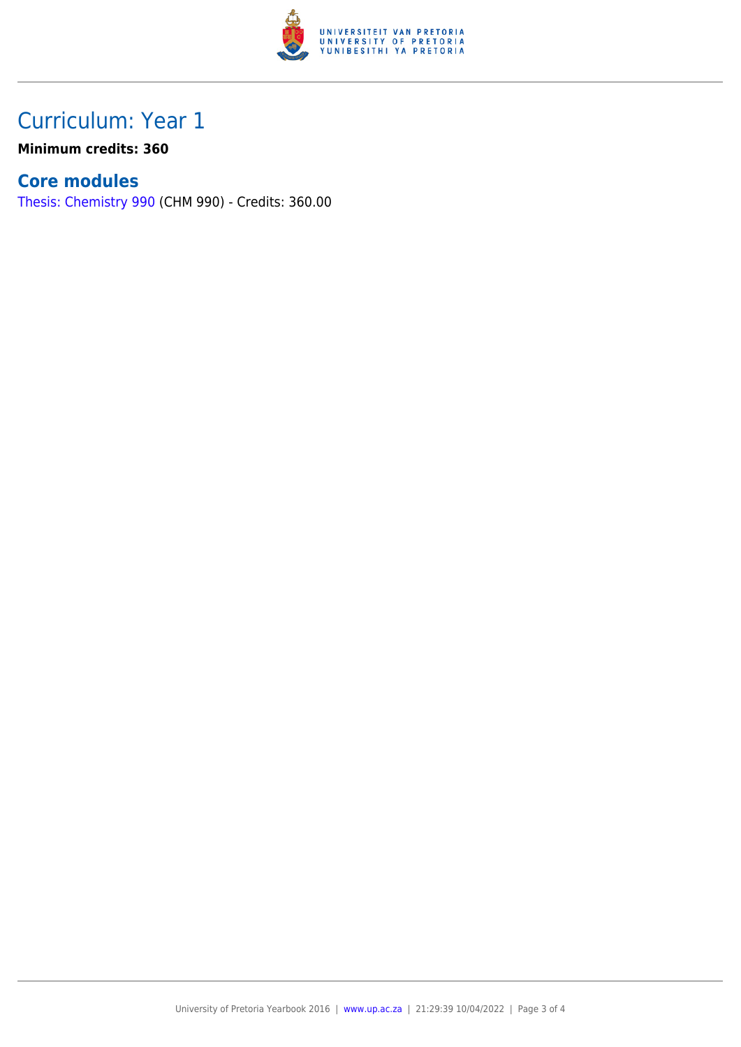# Curriculum: Year 1

**Minimum credits: 360**

## Core modules

Thesis: Chemistry 990 (CHM 990) - Credits: 360.00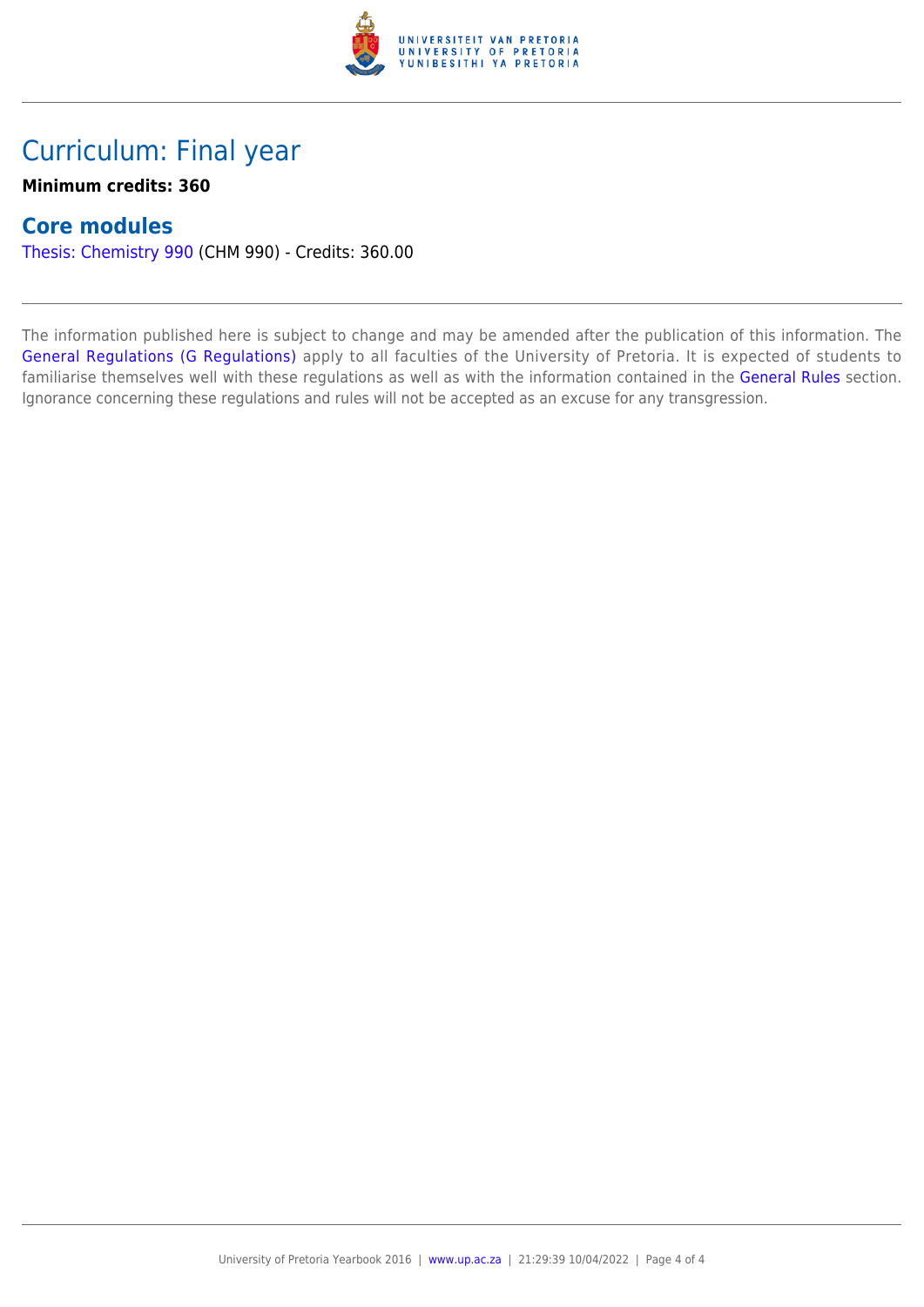# Curriculum: Final year

**Minimum credits: 360**

## Core modules

Thesis: Chemistry 990 (CHM 990) - Credits: 360.00

The information published here is subject to change and may be amended after the publication of this information. The General Regulations (G Regulations) apply to all faculties of the University of Pretoria. It is expected of students to familiarise themselves well with these regulations as well as with the information contained in the General Rules section. Ignorance concerning these regulations and rules will not be accepted as an excuse for any transgression.